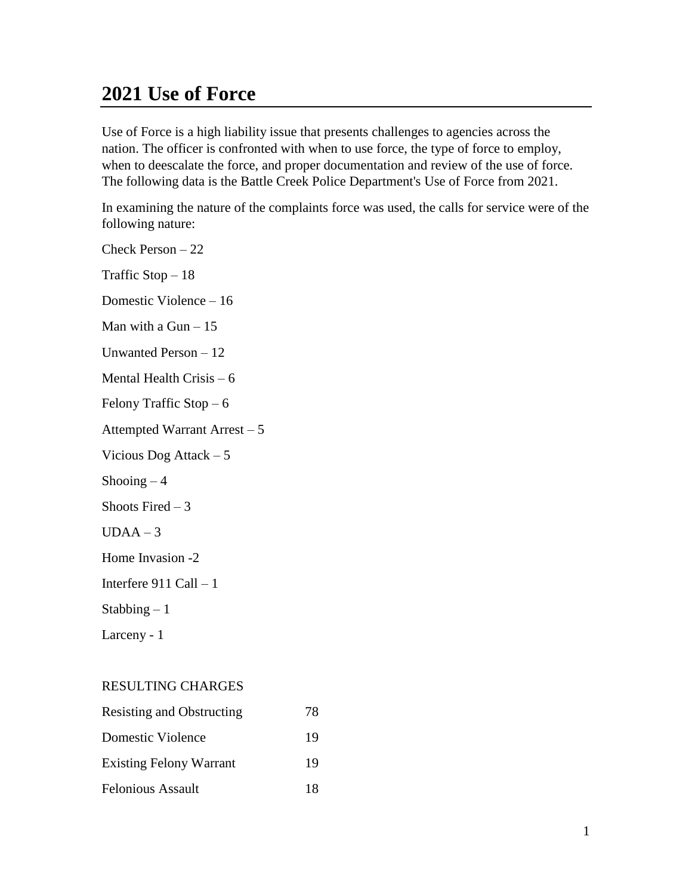# 2021 Use of Force

Use of Force is a high liability issue that presents challenges to agencies across the nation. The officer is confronted with when to use force, the type of force to employ, when to deescalate the force, and proper documentation and review of the use of force. The following data is the Battle Creek Police Department's Use of Force from 2021.

In examining the nature of the complaints force was used, the calls for service were of the following nature:

Check Person – 22

Traffic Stop – 18

Domestic Violence – 16

Man with a Gun – 15

Unwanted Person – 12

Mental Health Crisis – 6

Felony Traffic Stop – 6

Attempted Warrant Arrest – 5

Vicious Dog Attack – 5

Shooing – 4

Shoots Fired – 3

UDAA – 3

Home Invasion -2

Interfere 911 Call – 1

Stabbing – 1

Larceny - 1

RESULTING CHARGES

| | |
|---|---|
| Resisting and Obstructing | 78 |
| Domestic Violence | 19 |
| Existing Felony Warrant | 19 |
| Felonious Assault | 18 |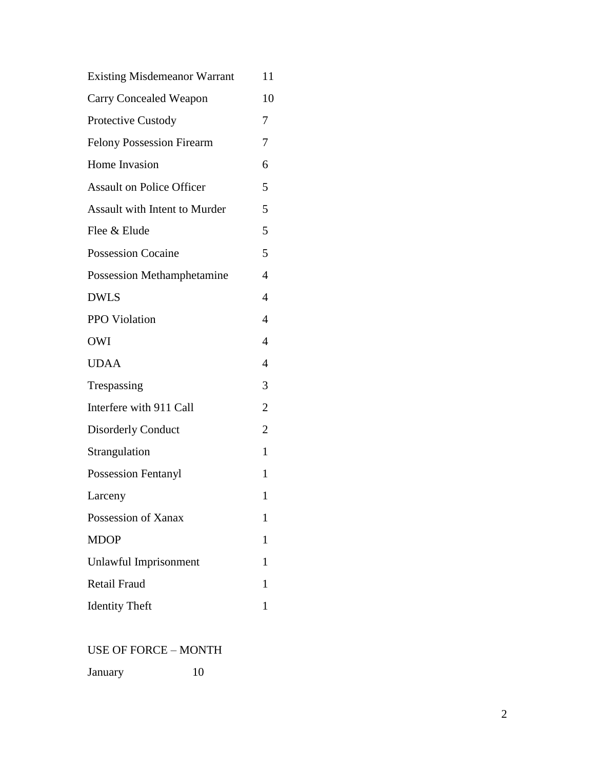| | |
|---|---|
| Existing Misdemeanor Warrant | 11 |
| Carry Concealed Weapon | 10 |
| Protective Custody | 7 |
| Felony Possession Firearm | 7 |
| Home Invasion | 6 |
| Assault on Police Officer | 5 |
| Assault with Intent to Murder | 5 |
| Flee & Elude | 5 |
| Possession Cocaine | 5 |
| Possession Methamphetamine | 4 |
| DWLS | 4 |
| PPO Violation | 4 |
| OWI | 4 |
| UDAA | 4 |
| Trespassing | 3 |
| Interfere with 911 Call | 2 |
| Disorderly Conduct | 2 |
| Strangulation | 1 |
| Possession Fentanyl | 1 |
| Larceny | 1 |
| Possession of Xanax | 1 |
| MDOP | 1 |
| Unlawful Imprisonment | 1 |
| Retail Fraud | 1 |
| Identity Theft | 1 |

USE OF FORCE – MONTH

| | |
|---|---|
| January | 10 |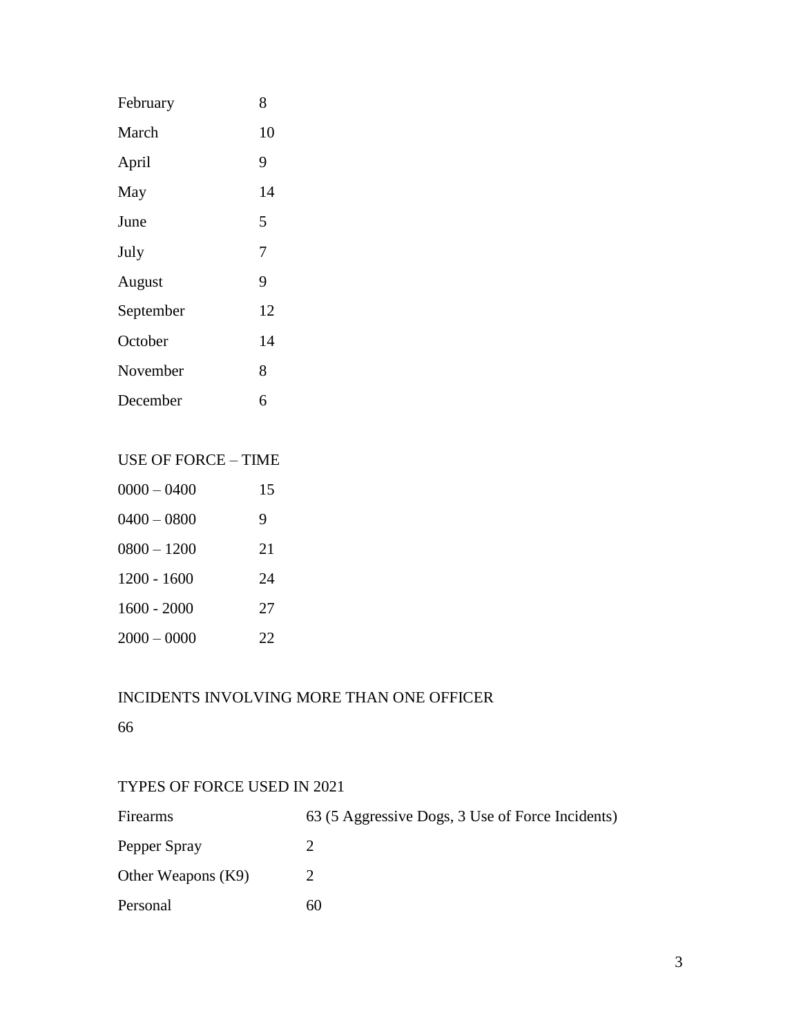| | |
|---|---|
| February | 8 |
| March | 10 |
| April | 9 |
| May | 14 |
| June | 5 |
| July | 7 |
| August | 9 |
| September | 12 |
| October | 14 |
| November | 8 |
| December | 6 |

USE OF FORCE – TIME

| | |
|---|---|
| 0000 – 0400 | 15 |
| 0400 – 0800 | 9 |
| 0800 – 1200 | 21 |
| 1200 - 1600 | 24 |
| 1600 - 2000 | 27 |
| 2000 – 0000 | 22 |

INCIDENTS INVOLVING MORE THAN ONE OFFICER

66

TYPES OF FORCE USED IN 2021

| | |
|---|---|
| Firearms | 63 (5 Aggressive Dogs, 3 Use of Force Incidents) |
| Pepper Spray | 2 |
| Other Weapons (K9) | 2 |
| Personal | 60 |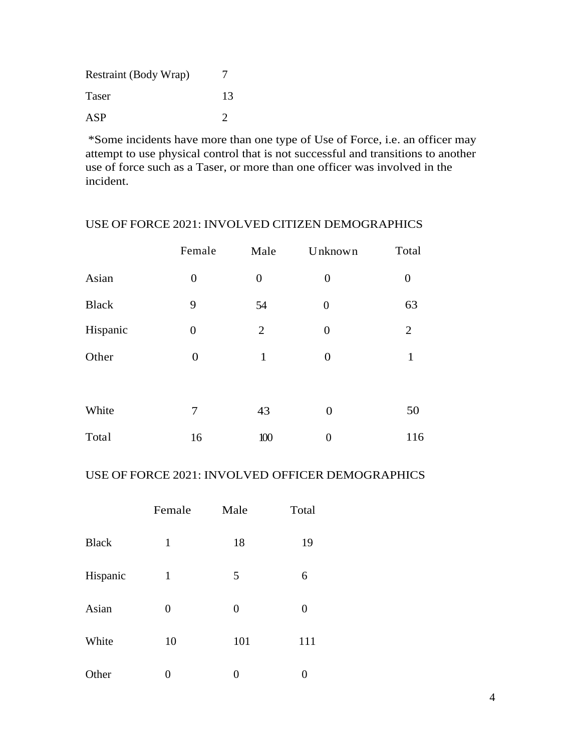| | |
|---|---|
| Restraint (Body Wrap) | 7 |
| Taser | 13 |
| ASP | 2 |

*Some incidents have more than one type of Use of Force, i.e. an officer may attempt to use physical control that is not successful and transitions to another use of force such as a Taser, or more than one officer was involved in the incident.

## USE OF FORCE 2021: INVOLVED CITIZEN DEMOGRAPHICS

| | Female | Male | Unknown | Total |
|---|---|---|---|---|
| Asian | 0 | 0 | 0 | 0 |
| Black | 9 | 54 | 0 | 63 |
| Hispanic | 0 | 2 | 0 | 2 |
| Other | 0 | 1 | 0 | 1 |
| White | 7 | 43 | 0 | 50 |
| Total | 16 | 100 | 0 | 116 |

## USE OF FORCE 2021: INVOLVED OFFICER DEMOGRAPHICS

| | Female | Male | Total |
|---|---|---|---|
| Black | 1 | 18 | 19 |
| Hispanic | 1 | 5 | 6 |
| Asian | 0 | 0 | 0 |
| White | 10 | 101 | 111 |
| Other | 0 | 0 | 0 |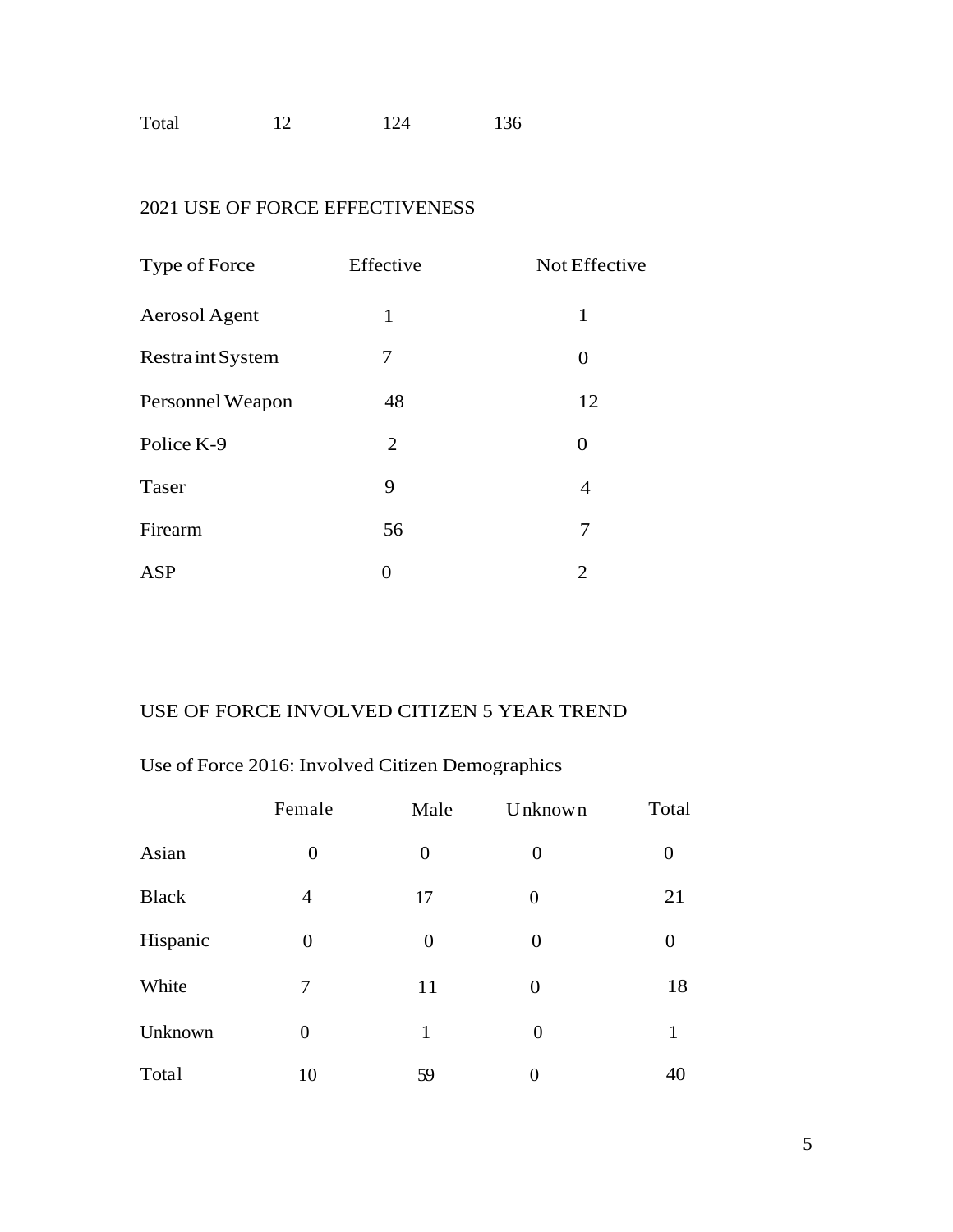| Total | 12 | 124 | 136 |
|---|---|---|---|

2021 USE OF FORCE EFFECTIVENESS

| Type of Force | Effective | Not Effective |
|---|---|---|
| Aerosol Agent | 1 | 1 |
| Restra int System | 7 | 0 |
| Personnel Weapon | 48 | 12 |
| Police K-9 | 2 | 0 |
| Taser | 9 | 4 |
| Firearm | 56 | 7 |
| ASP | 0 | 2 |

USE OF FORCE INVOLVED CITIZEN 5 YEAR TREND

Use of Force 2016: Involved Citizen Demographics

| | Female | Male | Unknown | Total |
|---|---|---|---|---|
| Asian | 0 | 0 | 0 | 0 |
| Black | 4 | 17 | 0 | 21 |
| Hispanic | 0 | 0 | 0 | 0 |
| White | 7 | 11 | 0 | 18 |
| Unknown | 0 | 1 | 0 | 1 |
| Total | 10 | 59 | 0 | 40 |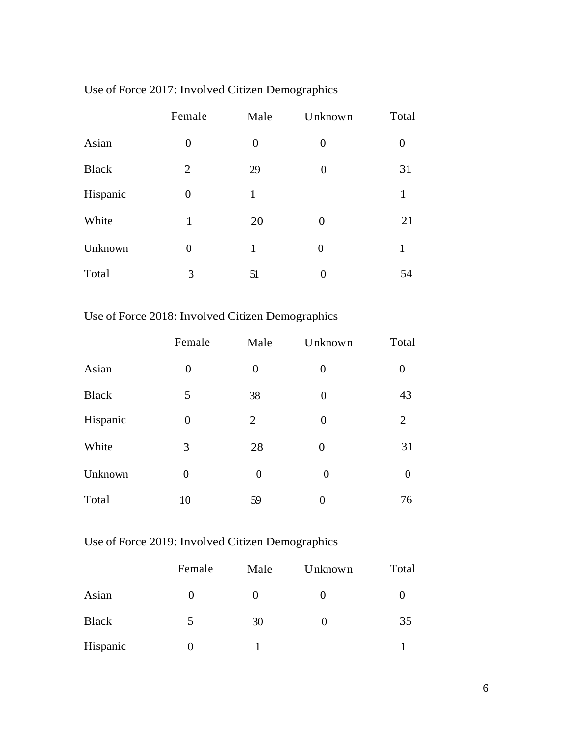Use of Force 2017: Involved Citizen Demographics

| | Female | Male | Unknown | Total |
|---|---|---|---|---|
| Asian | 0 | 0 | 0 | 0 |
| Black | 2 | 29 | 0 | 31 |
| Hispanic | 0 | 1 | | 1 |
| White | 1 | 20 | 0 | 21 |
| Unknown | 0 | 1 | 0 | 1 |
| Total | 3 | 51 | 0 | 54 |

Use of Force 2018: Involved Citizen Demographics

| | Female | Male | Unknown | Total |
|---|---|---|---|---|
| Asian | 0 | 0 | 0 | 0 |
| Black | 5 | 38 | 0 | 43 |
| Hispanic | 0 | 2 | 0 | 2 |
| White | 3 | 28 | 0 | 31 |
| Unknown | 0 | 0 | 0 | 0 |
| Total | 10 | 59 | 0 | 76 |

Use of Force 2019: Involved Citizen Demographics

| | Female | Male | Unknown | Total |
|---|---|---|---|---|
| Asian | 0 | 0 | 0 | 0 |
| Black | 5 | 30 | 0 | 35 |
| Hispanic | 0 | 1 | | 1 |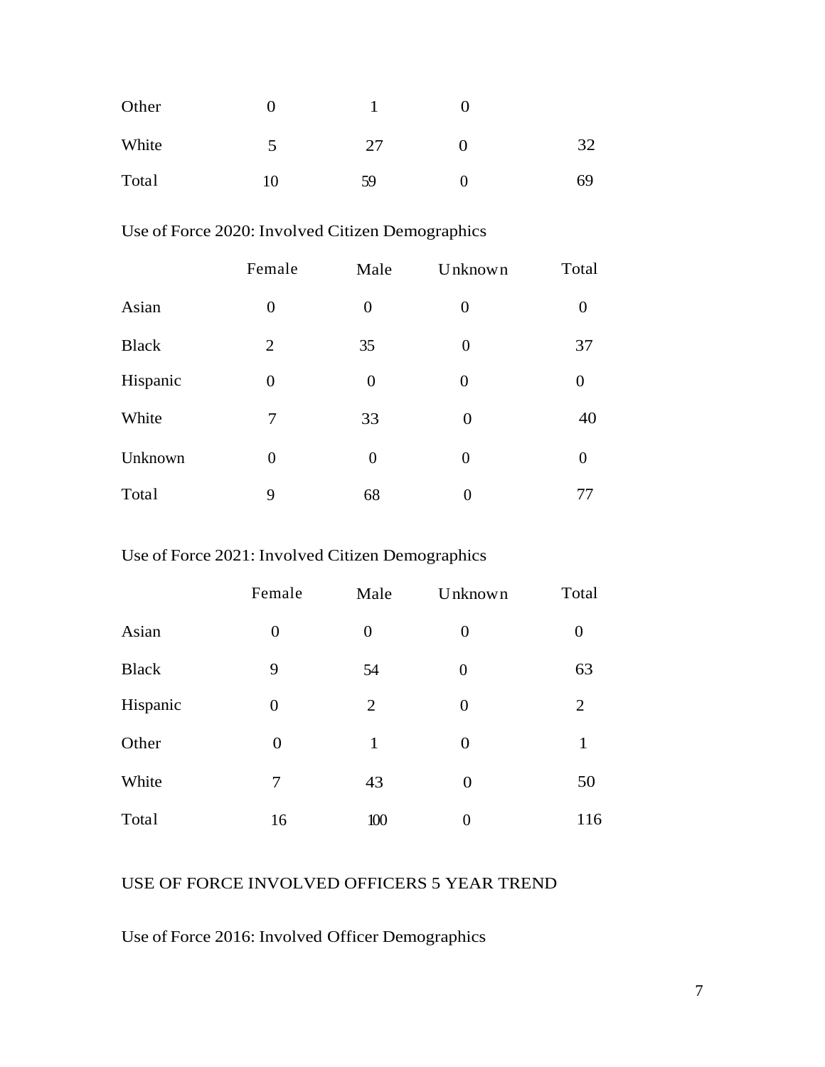| | | | | |
|---|---|---|---|---|
| Other | 0 | 1 | 0 | |
| White | 5 | 27 | 0 | 32 |
| Total | 10 | 59 | 0 | 69 |

Use of Force 2020: Involved Citizen Demographics

| | Female | Male | Unknown | Total |
|---|---|---|---|---|
| Asian | 0 | 0 | 0 | 0 |
| Black | 2 | 35 | 0 | 37 |
| Hispanic | 0 | 0 | 0 | 0 |
| White | 7 | 33 | 0 | 40 |
| Unknown | 0 | 0 | 0 | 0 |
| Total | 9 | 68 | 0 | 77 |

Use of Force 2021: Involved Citizen Demographics

| | Female | Male | Unknown | Total |
|---|---|---|---|---|
| Asian | 0 | 0 | 0 | 0 |
| Black | 9 | 54 | 0 | 63 |
| Hispanic | 0 | 2 | 0 | 2 |
| Other | 0 | 1 | 0 | 1 |
| White | 7 | 43 | 0 | 50 |
| Total | 16 | 100 | 0 | 116 |

USE OF FORCE INVOLVED OFFICERS 5 YEAR TREND

Use of Force 2016: Involved Officer Demographics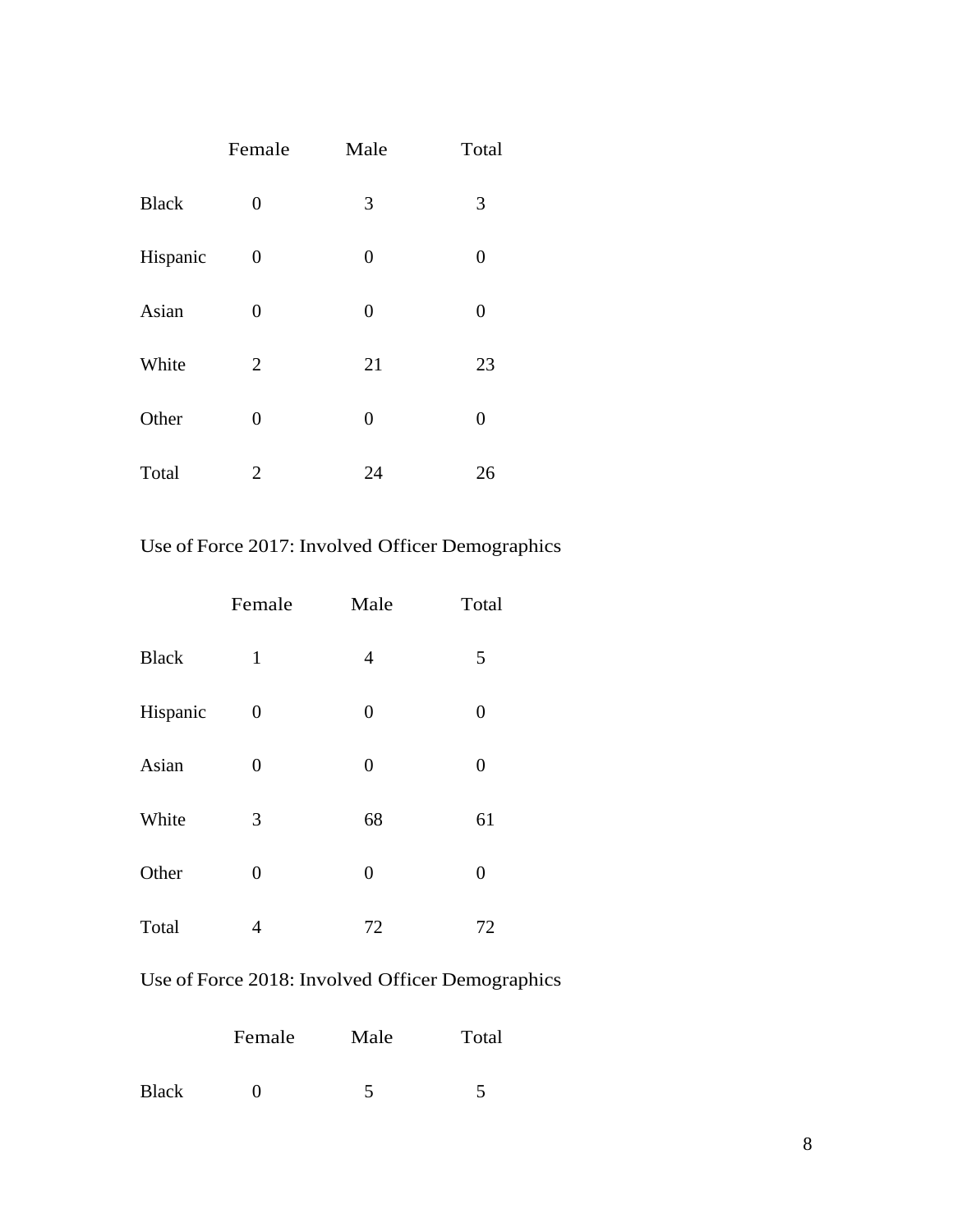| | Female | Male | Total |
|---|---|---|---|
| Black | 0 | 3 | 3 |
| Hispanic | 0 | 0 | 0 |
| Asian | 0 | 0 | 0 |
| White | 2 | 21 | 23 |
| Other | 0 | 0 | 0 |
| Total | 2 | 24 | 26 |

Use of Force 2017: Involved Officer Demographics

| | Female | Male | Total |
|---|---|---|---|
| Black | 1 | 4 | 5 |
| Hispanic | 0 | 0 | 0 |
| Asian | 0 | 0 | 0 |
| White | 3 | 68 | 61 |
| Other | 0 | 0 | 0 |
| Total | 4 | 72 | 72 |

Use of Force 2018: Involved Officer Demographics

| | Female | Male | Total |
|---|---|---|---|
| Black | 0 | 5 | 5 |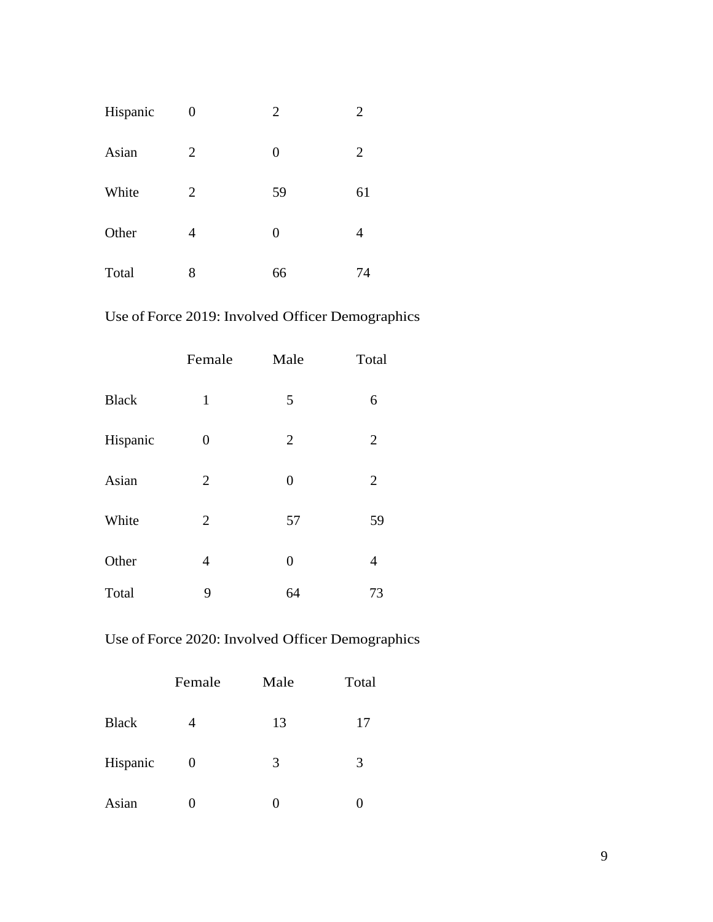| | | | |
|---|---|---|---|
| Hispanic | 0 | 2 | 2 |
| Asian | 2 | 0 | 2 |
| White | 2 | 59 | 61 |
| Other | 4 | 0 | 4 |
| Total | 8 | 66 | 74 |

Use of Force 2019: Involved Officer Demographics

| | Female | Male | Total |
|---|---|---|---|
| Black | 1 | 5 | 6 |
| Hispanic | 0 | 2 | 2 |
| Asian | 2 | 0 | 2 |
| White | 2 | 57 | 59 |
| Other | 4 | 0 | 4 |
| Total | 9 | 64 | 73 |

Use of Force 2020: Involved Officer Demographics

| | Female | Male | Total |
|---|---|---|---|
| Black | 4 | 13 | 17 |
| Hispanic | 0 | 3 | 3 |
| Asian | 0 | 0 | 0 |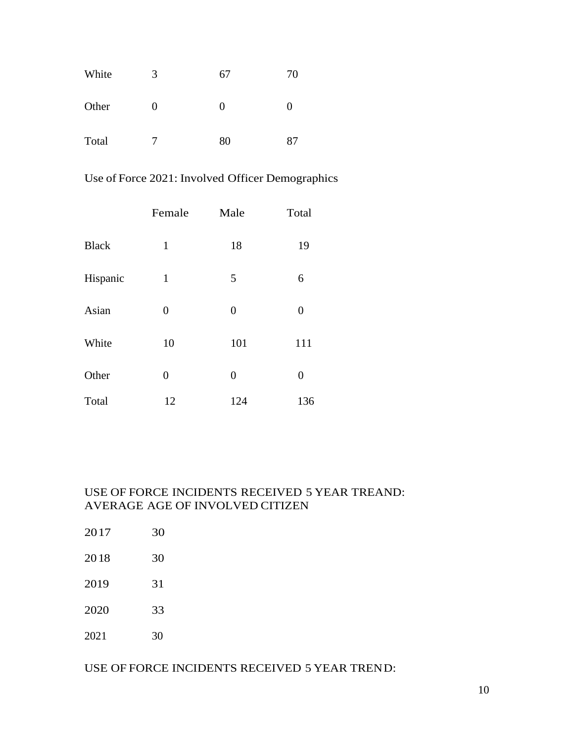| | | | |
|---|---|---|---|
| White | 3 | 67 | 70 |
| Other | 0 | 0 | 0 |
| Total | 7 | 80 | 87 |

Use of Force 2021: Involved Officer Demographics

| | Female | Male | Total |
|---|---|---|---|
| Black | 1 | 18 | 19 |
| Hispanic | 1 | 5 | 6 |
| Asian | 0 | 0 | 0 |
| White | 10 | 101 | 111 |
| Other | 0 | 0 | 0 |
| Total | 12 | 124 | 136 |

USE OF FORCE INCIDENTS RECEIVED 5 YEAR TREAND:
AVERAGE AGE OF INVOLVED CITIZEN

| | |
|---|---|
| 2017 | 30 |
| 2018 | 30 |
| 2019 | 31 |
| 2020 | 33 |
| 2021 | 30 |

USE OF FORCE INCIDENTS RECEIVED 5 YEAR TREND: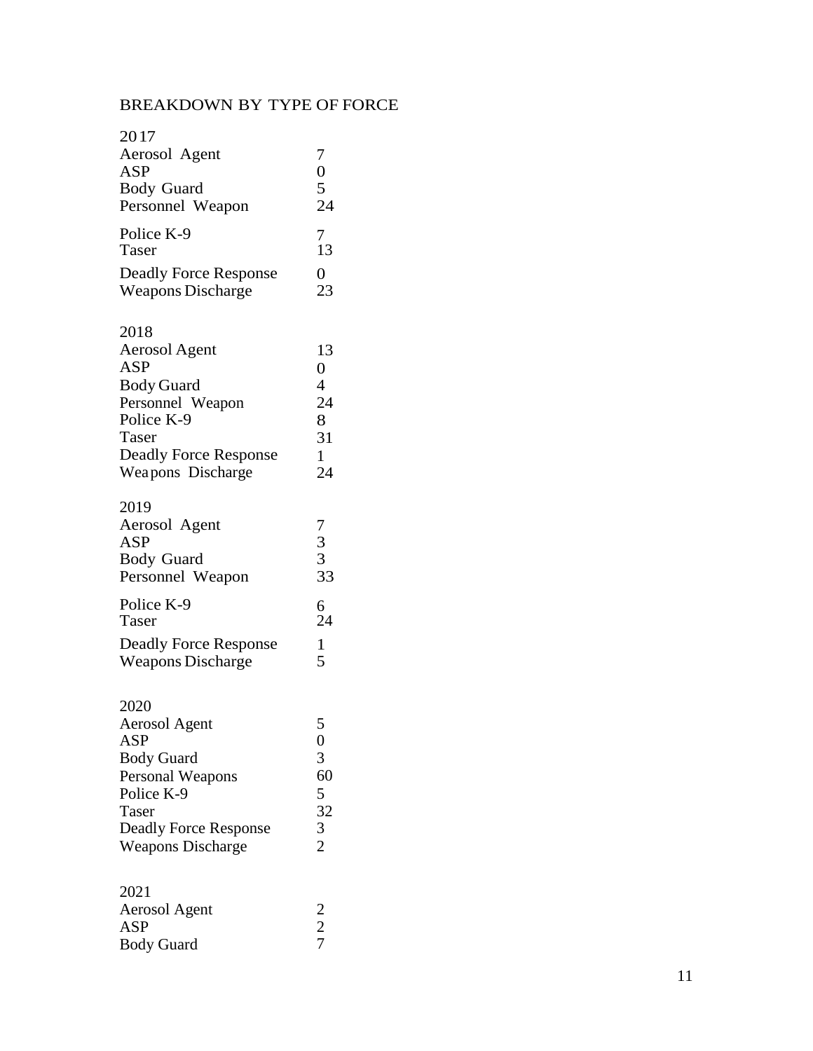## BREAKDOWN BY TYPE OF FORCE

2017

| | |
|---|---|
| Aerosol Agent | 7 |
| ASP | 0 |
| Body Guard | 5 |
| Personnel Weapon | 24 |
| Police K-9 | 7 |
| Taser | 13 |
| Deadly Force Response | 0 |
| Weapons Discharge | 23 |

2018

| | |
|---|---|
| Aerosol Agent | 13 |
| ASP | 0 |
| Body Guard | 4 |
| Personnel Weapon | 24 |
| Police K-9 | 8 |
| Taser | 31 |
| Deadly Force Response | 1 |
| Weapons Discharge | 24 |

2019

| | |
|---|---|
| Aerosol Agent | 7 |
| ASP | 3 |
| Body Guard | 3 |
| Personnel Weapon | 33 |
| Police K-9 | 6 |
| Taser | 24 |
| Deadly Force Response | 1 |
| Weapons Discharge | 5 |

2020

| | |
|---|---|
| Aerosol Agent | 5 |
| ASP | 0 |
| Body Guard | 3 |
| Personal Weapons | 60 |
| Police K-9 | 5 |
| Taser | 32 |
| Deadly Force Response | 3 |
| Weapons Discharge | 2 |

2021

| | |
|---|---|
| Aerosol Agent | 2 |
| ASP | 2 |
| Body Guard | 7 |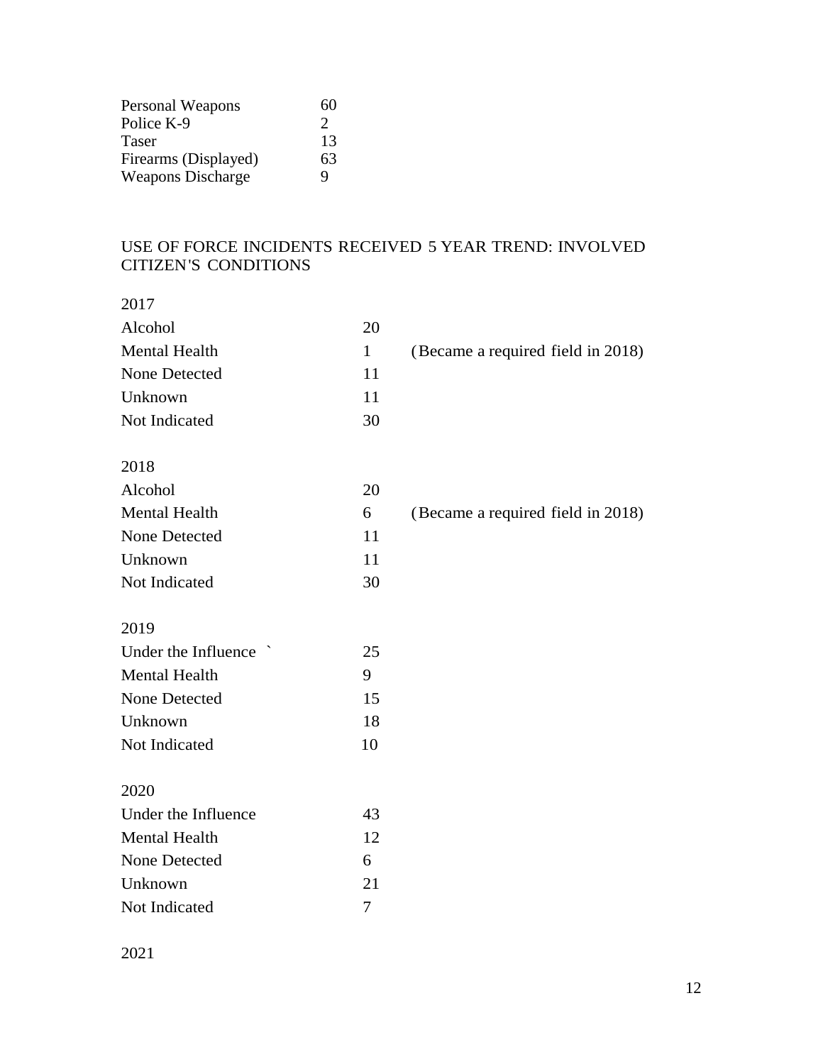| | |
|---|---|
| Personal Weapons | 60 |
| Police K-9 | 2 |
| Taser | 13 |
| Firearms (Displayed) | 63 |
| Weapons Discharge | 9 |

## USE OF FORCE INCIDENTS RECEIVED 5 YEAR TREND: INVOLVED CITIZEN'S CONDITIONS

2017

| | | |
|---|---|---|
| Alcohol | 20 | |
| Mental Health | 1 | (Became a required field in 2018) |
| None Detected | 11 | |
| Unknown | 11 | |
| Not Indicated | 30 | |

2018

| | | |
|---|---|---|
| Alcohol | 20 | |
| Mental Health | 6 | (Became a required field in 2018) |
| None Detected | 11 | |
| Unknown | 11 | |
| Not Indicated | 30 | |

2019

| | |
|---|---|
| Under the Influence ` | 25 |
| Mental Health | 9 |
| None Detected | 15 |
| Unknown | 18 |
| Not Indicated | 10 |

2020

| | |
|---|---|
| Under the Influence | 43 |
| Mental Health | 12 |
| None Detected | 6 |
| Unknown | 21 |
| Not Indicated | 7 |

2021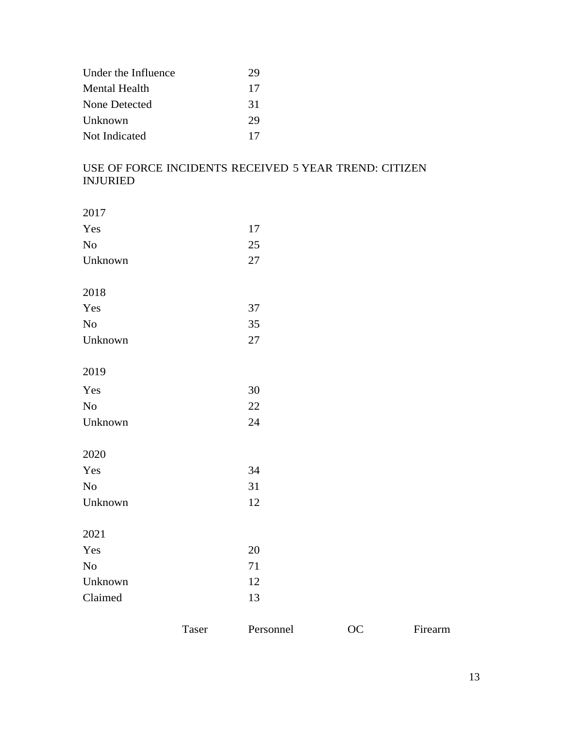| | |
|---|---|
| Under the Influence | 29 |
| Mental Health | 17 |
| None Detected | 31 |
| Unknown | 29 |
| Not Indicated | 17 |

## USE OF FORCE INCIDENTS RECEIVED 5 YEAR TREND: CITIZEN INJURIED

| 2017 | |
|---|---|
| Yes | 17 |
| No | 25 |
| Unknown | 27 |

| 2018 | |
|---|---|
| Yes | 37 |
| No | 35 |
| Unknown | 27 |

| 2019 | |
|---|---|
| Yes | 30 |
| No | 22 |
| Unknown | 24 |

| 2020 | |
|---|---|
| Yes | 34 |
| No | 31 |
| Unknown | 12 |

| 2021 | |
|---|---|
| Yes | 20 |
| No | 71 |
| Unknown | 12 |
| Claimed | 13 |

| | Taser | Personnel | OC | Firearm |
|---|---|---|---|---|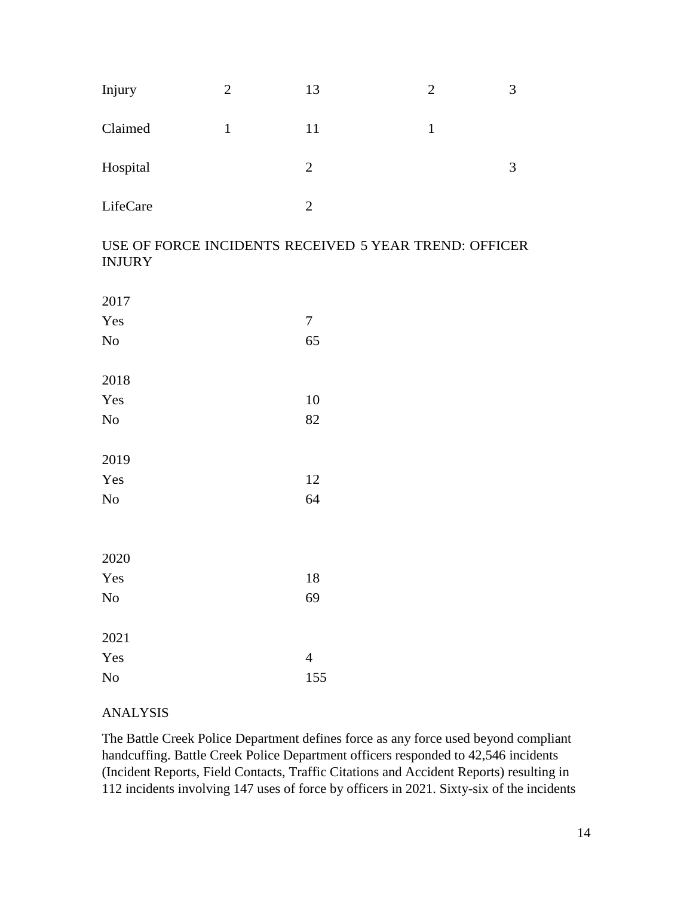| Injury | 2 | 13 | 2 | 3 |
| --- | --- | --- | --- | --- |
| Claimed | 1 | 11 | 1 | |
| Hospital | | 2 | | 3 |
| LifeCare | | 2 | | |

USE OF FORCE INCIDENTS RECEIVED 5 YEAR TREND: OFFICER INJURY

| | |
| --- | --- |
| 2017 | |
| Yes | 7 |
| No | 65 |
| 2018 | |
| Yes | 10 |
| No | 82 |
| 2019 | |
| Yes | 12 |
| No | 64 |
| 2020 | |
| Yes | 18 |
| No | 69 |
| 2021 | |
| Yes | 4 |
| No | 155 |

ANALYSIS

The Battle Creek Police Department defines force as any force used beyond compliant handcuffing. Battle Creek Police Department officers responded to 42,546 incidents (Incident Reports, Field Contacts, Traffic Citations and Accident Reports) resulting in 112 incidents involving 147 uses of force by officers in 2021. Sixty-six of the incidents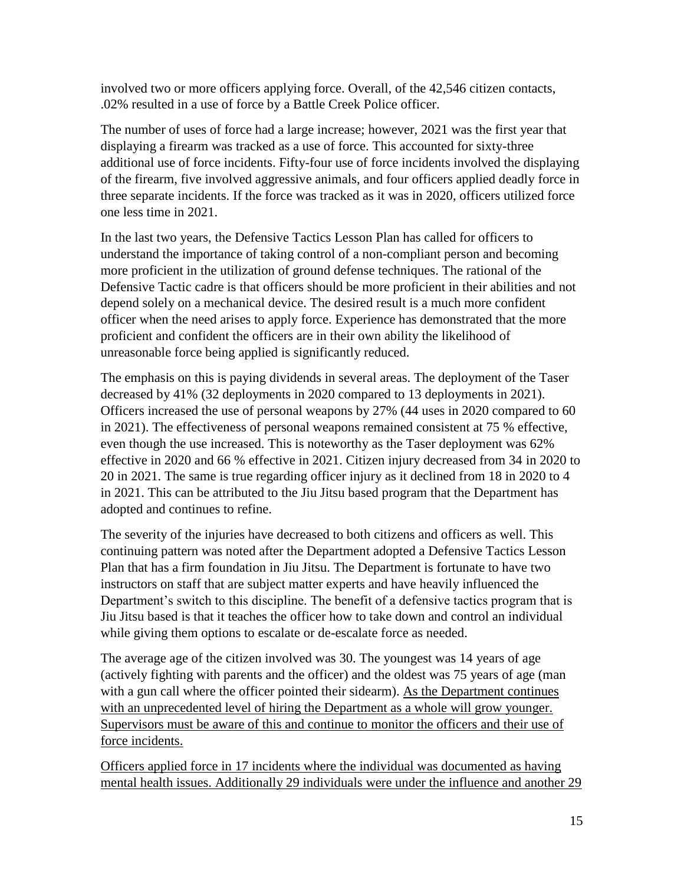involved two or more officers applying force. Overall, of the 42,546 citizen contacts, .02% resulted in a use of force by a Battle Creek Police officer.

The number of uses of force had a large increase; however, 2021 was the first year that displaying a firearm was tracked as a use of force. This accounted for sixty-three additional use of force incidents. Fifty-four use of force incidents involved the displaying of the firearm, five involved aggressive animals, and four officers applied deadly force in three separate incidents. If the force was tracked as it was in 2020, officers utilized force one less time in 2021.

In the last two years, the Defensive Tactics Lesson Plan has called for officers to understand the importance of taking control of a non-compliant person and becoming more proficient in the utilization of ground defense techniques. The rational of the Defensive Tactic cadre is that officers should be more proficient in their abilities and not depend solely on a mechanical device. The desired result is a much more confident officer when the need arises to apply force. Experience has demonstrated that the more proficient and confident the officers are in their own ability the likelihood of unreasonable force being applied is significantly reduced.

The emphasis on this is paying dividends in several areas. The deployment of the Taser decreased by 41% (32 deployments in 2020 compared to 13 deployments in 2021). Officers increased the use of personal weapons by 27% (44 uses in 2020 compared to 60 in 2021). The effectiveness of personal weapons remained consistent at 75 % effective, even though the use increased. This is noteworthy as the Taser deployment was 62% effective in 2020 and 66 % effective in 2021. Citizen injury decreased from 34 in 2020 to 20 in 2021. The same is true regarding officer injury as it declined from 18 in 2020 to 4 in 2021. This can be attributed to the Jiu Jitsu based program that the Department has adopted and continues to refine.

The severity of the injuries have decreased to both citizens and officers as well. This continuing pattern was noted after the Department adopted a Defensive Tactics Lesson Plan that has a firm foundation in Jiu Jitsu. The Department is fortunate to have two instructors on staff that are subject matter experts and have heavily influenced the Department's switch to this discipline. The benefit of a defensive tactics program that is Jiu Jitsu based is that it teaches the officer how to take down and control an individual while giving them options to escalate or de-escalate force as needed.

The average age of the citizen involved was 30. The youngest was 14 years of age (actively fighting with parents and the officer) and the oldest was 75 years of age (man with a gun call where the officer pointed their sidearm). <u>As the Department continues with an unprecedented level of hiring the Department as a whole will grow younger. Supervisors must be aware of this and continue to monitor the officers and their use of force incidents.</u>

<u>Officers applied force in 17 incidents where the individual was documented as having mental health issues. Additionally 29 individuals were under the influence and another 29</u>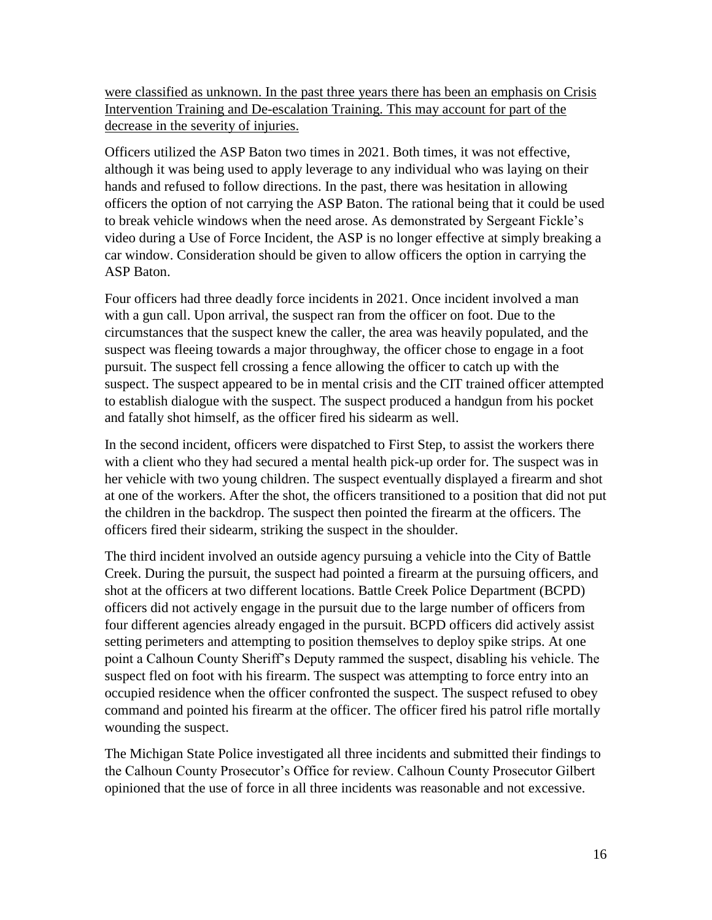were classified as unknown. In the past three years there has been an emphasis on Crisis Intervention Training and De-escalation Training. This may account for part of the decrease in the severity of injuries.

Officers utilized the ASP Baton two times in 2021. Both times, it was not effective, although it was being used to apply leverage to any individual who was laying on their hands and refused to follow directions. In the past, there was hesitation in allowing officers the option of not carrying the ASP Baton. The rational being that it could be used to break vehicle windows when the need arose. As demonstrated by Sergeant Fickle's video during a Use of Force Incident, the ASP is no longer effective at simply breaking a car window. Consideration should be given to allow officers the option in carrying the ASP Baton.

Four officers had three deadly force incidents in 2021. Once incident involved a man with a gun call. Upon arrival, the suspect ran from the officer on foot. Due to the circumstances that the suspect knew the caller, the area was heavily populated, and the suspect was fleeing towards a major throughway, the officer chose to engage in a foot pursuit. The suspect fell crossing a fence allowing the officer to catch up with the suspect. The suspect appeared to be in mental crisis and the CIT trained officer attempted to establish dialogue with the suspect. The suspect produced a handgun from his pocket and fatally shot himself, as the officer fired his sidearm as well.

In the second incident, officers were dispatched to First Step, to assist the workers there with a client who they had secured a mental health pick-up order for. The suspect was in her vehicle with two young children. The suspect eventually displayed a firearm and shot at one of the workers. After the shot, the officers transitioned to a position that did not put the children in the backdrop. The suspect then pointed the firearm at the officers. The officers fired their sidearm, striking the suspect in the shoulder.

The third incident involved an outside agency pursuing a vehicle into the City of Battle Creek. During the pursuit, the suspect had pointed a firearm at the pursuing officers, and shot at the officers at two different locations. Battle Creek Police Department (BCPD) officers did not actively engage in the pursuit due to the large number of officers from four different agencies already engaged in the pursuit. BCPD officers did actively assist setting perimeters and attempting to position themselves to deploy spike strips. At one point a Calhoun County Sheriff's Deputy rammed the suspect, disabling his vehicle. The suspect fled on foot with his firearm. The suspect was attempting to force entry into an occupied residence when the officer confronted the suspect. The suspect refused to obey command and pointed his firearm at the officer. The officer fired his patrol rifle mortally wounding the suspect.

The Michigan State Police investigated all three incidents and submitted their findings to the Calhoun County Prosecutor's Office for review. Calhoun County Prosecutor Gilbert opinioned that the use of force in all three incidents was reasonable and not excessive.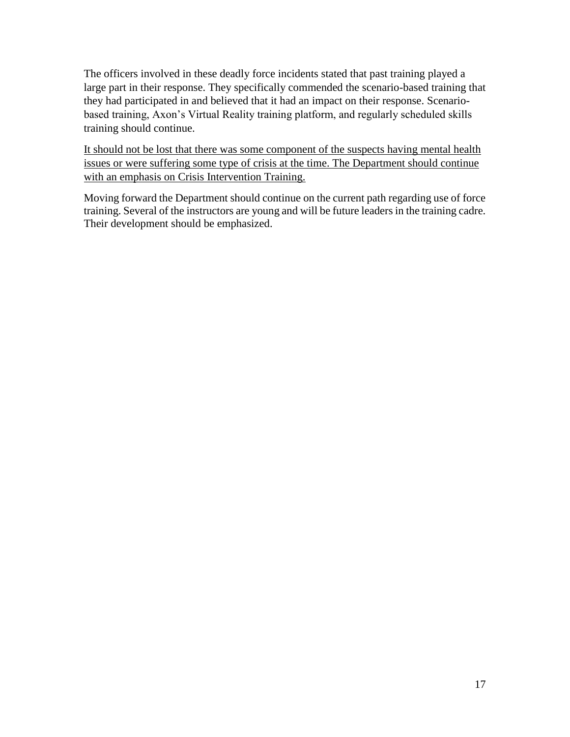The officers involved in these deadly force incidents stated that past training played a large part in their response. They specifically commended the scenario-based training that they had participated in and believed that it had an impact on their response. Scenario-based training, Axon's Virtual Reality training platform, and regularly scheduled skills training should continue.

<u>It should not be lost that there was some component of the suspects having mental health issues or were suffering some type of crisis at the time. The Department should continue with an emphasis on Crisis Intervention Training.</u>

Moving forward the Department should continue on the current path regarding use of force training. Several of the instructors are young and will be future leaders in the training cadre. Their development should be emphasized.